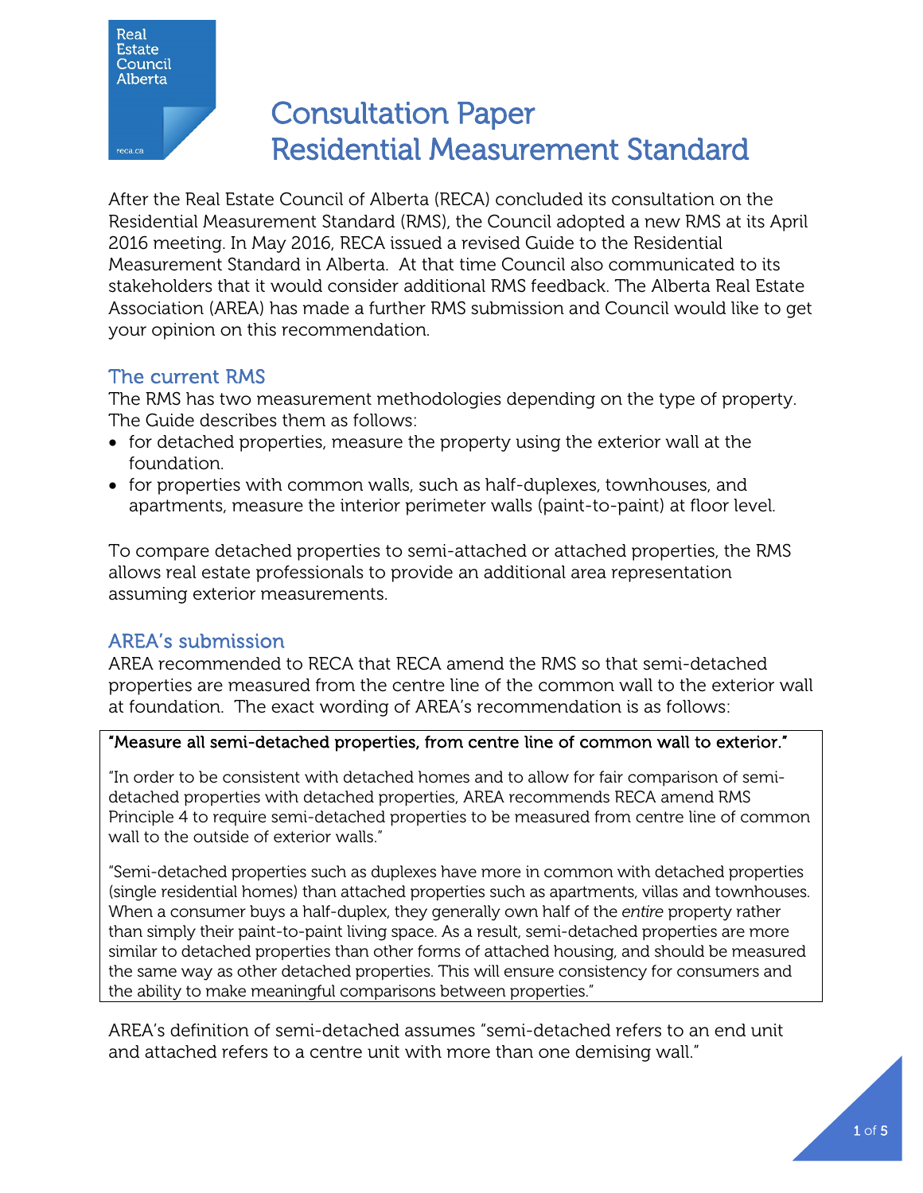# Consultation Paper
# Residential Measurement Standard

After the Real Estate Council of Alberta (RECA) concluded its consultation on the Residential Measurement Standard (RMS), the Council adopted a new RMS at its April 2016 meeting. In May 2016, RECA issued a revised Guide to the Residential Measurement Standard in Alberta. At that time Council also communicated to its stakeholders that it would consider additional RMS feedback. The Alberta Real Estate Association (AREA) has made a further RMS submission and Council would like to get your opinion on this recommendation.

## The current RMS

The RMS has two measurement methodologies depending on the type of property. The Guide describes them as follows:

- for detached properties, measure the property using the exterior wall at the foundation.
- for properties with common walls, such as half-duplexes, townhouses, and apartments, measure the interior perimeter walls (paint-to-paint) at floor level.

To compare detached properties to semi-attached or attached properties, the RMS allows real estate professionals to provide an additional area representation assuming exterior measurements.

## AREA's submission

AREA recommended to RECA that RECA amend the RMS so that semi-detached properties are measured from the centre line of the common wall to the exterior wall at foundation. The exact wording of AREA's recommendation is as follows:

> "Measure all semi-detached properties, from centre line of common wall to exterior."
>
> "In order to be consistent with detached homes and to allow for fair comparison of semi-detached properties with detached properties, AREA recommends RECA amend RMS Principle 4 to require semi-detached properties to be measured from centre line of common wall to the outside of exterior walls."
>
> "Semi-detached properties such as duplexes have more in common with detached properties (single residential homes) than attached properties such as apartments, villas and townhouses. When a consumer buys a half-duplex, they generally own half of the *entire* property rather than simply their paint-to-paint living space. As a result, semi-detached properties are more similar to detached properties than other forms of attached housing, and should be measured the same way as other detached properties. This will ensure consistency for consumers and the ability to make meaningful comparisons between properties."

AREA's definition of semi-detached assumes "semi-detached refers to an end unit and attached refers to a centre unit with more than one demising wall."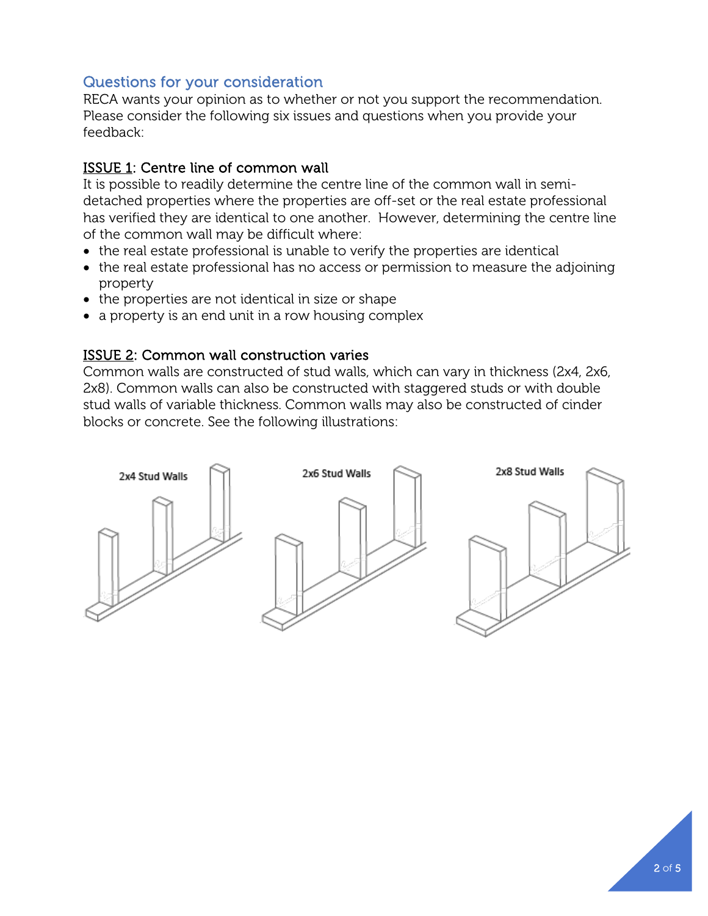## Questions for your consideration

RECA wants your opinion as to whether or not you support the recommendation. Please consider the following six issues and questions when you provide your feedback:

### ISSUE 1: Centre line of common wall

It is possible to readily determine the centre line of the common wall in semi-detached properties where the properties are off-set or the real estate professional has verified they are identical to one another. However, determining the centre line of the common wall may be difficult where:

- the real estate professional is unable to verify the properties are identical
- the real estate professional has no access or permission to measure the adjoining property
- the properties are not identical in size or shape
- a property is an end unit in a row housing complex

### ISSUE 2: Common wall construction varies

Common walls are constructed of stud walls, which can vary in thickness (2x4, 2x6, 2x8). Common walls can also be constructed with staggered studs or with double stud walls of variable thickness. Common walls may also be constructed of cinder blocks or concrete. See the following illustrations:

2x4 Stud Walls

2x6 Stud Walls

2x8 Stud Walls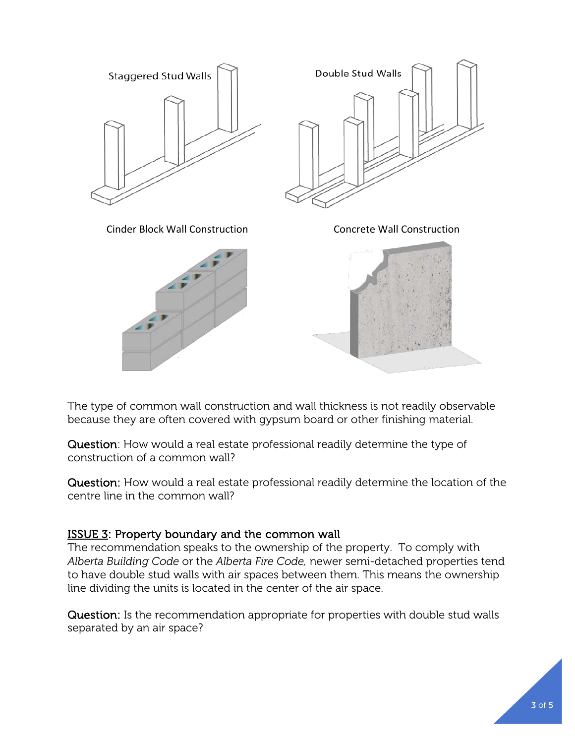Staggered Stud Walls

Double Stud Walls

Cinder Block Wall Construction

Concrete Wall Construction

The type of common wall construction and wall thickness is not readily observable because they are often covered with gypsum board or other finishing material.

**Question**: How would a real estate professional readily determine the type of construction of a common wall?

**Question:** How would a real estate professional readily determine the location of the centre line in the common wall?

## ISSUE 3: Property boundary and the common wall

The recommendation speaks to the ownership of the property. To comply with *Alberta Building Code* or the *Alberta Fire Code,* newer semi-detached properties tend to have double stud walls with air spaces between them. This means the ownership line dividing the units is located in the center of the air space.

**Question:** Is the recommendation appropriate for properties with double stud walls separated by an air space?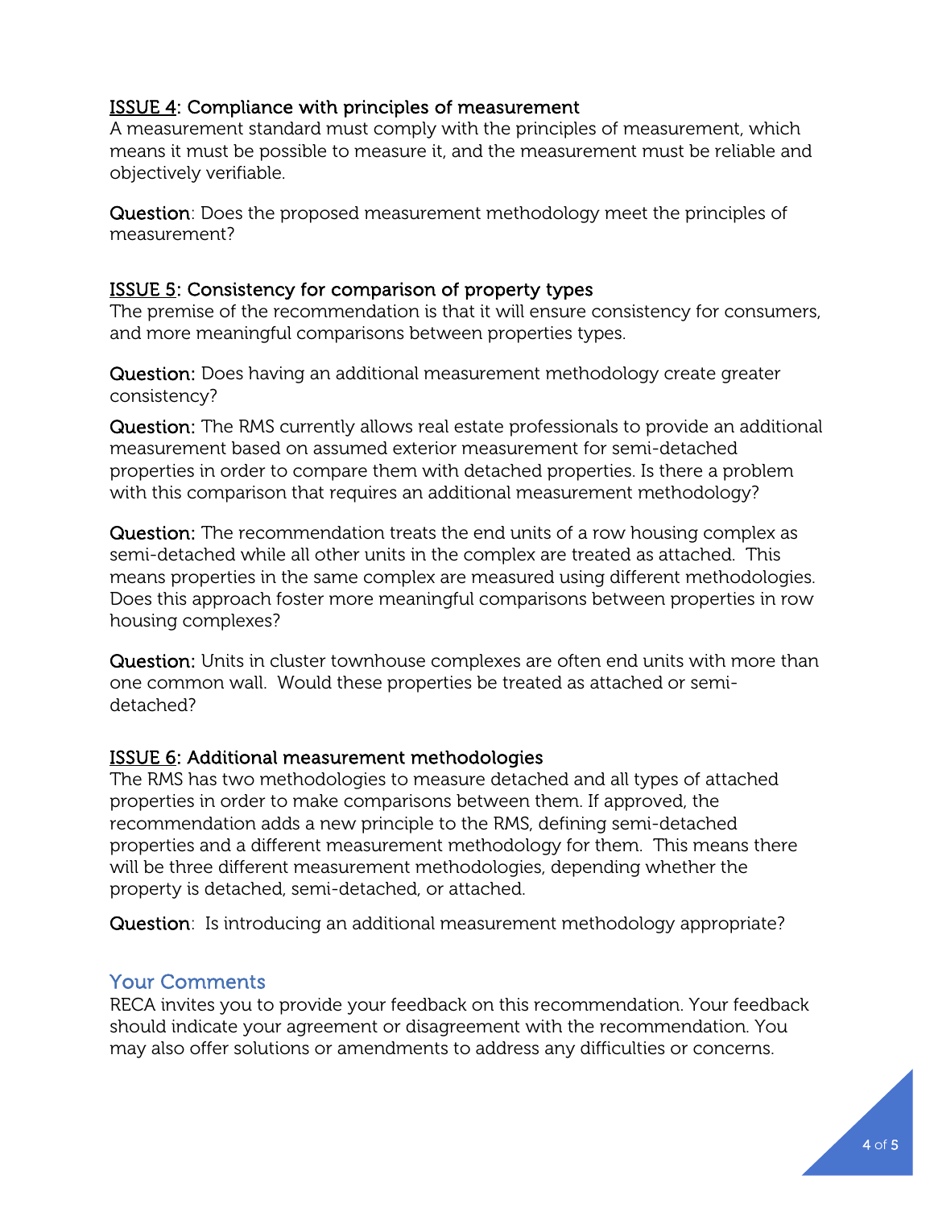### ISSUE 4: Compliance with principles of measurement

A measurement standard must comply with the principles of measurement, which means it must be possible to measure it, and the measurement must be reliable and objectively verifiable.

**Question**: Does the proposed measurement methodology meet the principles of measurement?

### ISSUE 5: Consistency for comparison of property types

The premise of the recommendation is that it will ensure consistency for consumers, and more meaningful comparisons between properties types.

**Question:** Does having an additional measurement methodology create greater consistency?

**Question:** The RMS currently allows real estate professionals to provide an additional measurement based on assumed exterior measurement for semi-detached properties in order to compare them with detached properties. Is there a problem with this comparison that requires an additional measurement methodology?

**Question:** The recommendation treats the end units of a row housing complex as semi-detached while all other units in the complex are treated as attached. This means properties in the same complex are measured using different methodologies. Does this approach foster more meaningful comparisons between properties in row housing complexes?

**Question:** Units in cluster townhouse complexes are often end units with more than one common wall. Would these properties be treated as attached or semi-detached?

### ISSUE 6: Additional measurement methodologies

The RMS has two methodologies to measure detached and all types of attached properties in order to make comparisons between them. If approved, the recommendation adds a new principle to the RMS, defining semi-detached properties and a different measurement methodology for them. This means there will be three different measurement methodologies, depending whether the property is detached, semi-detached, or attached.

**Question**: Is introducing an additional measurement methodology appropriate?

## Your Comments

RECA invites you to provide your feedback on this recommendation. Your feedback should indicate your agreement or disagreement with the recommendation. You may also offer solutions or amendments to address any difficulties or concerns.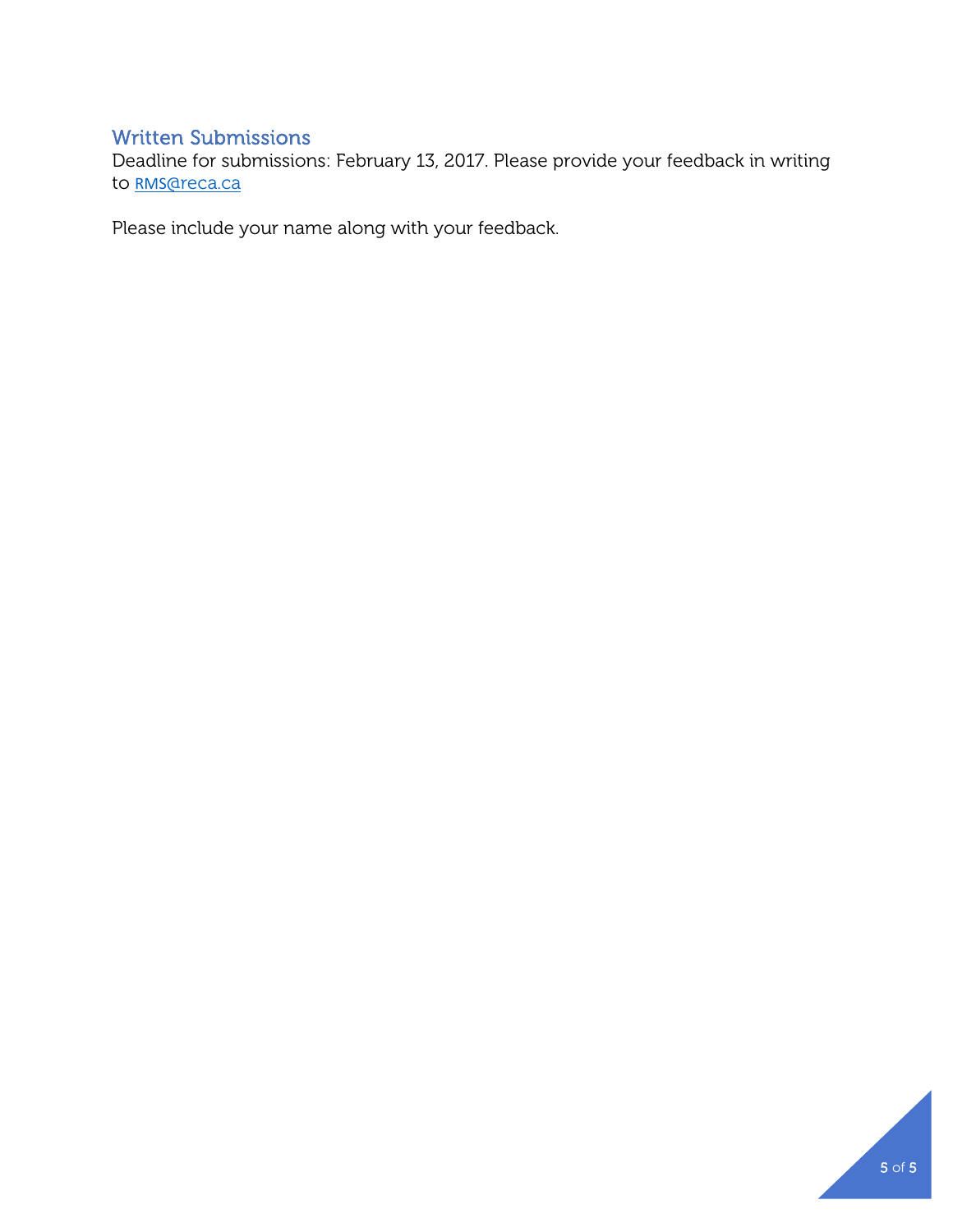## Written Submissions

Deadline for submissions: February 13, 2017. Please provide your feedback in writing to RMS@reca.ca

Please include your name along with your feedback.